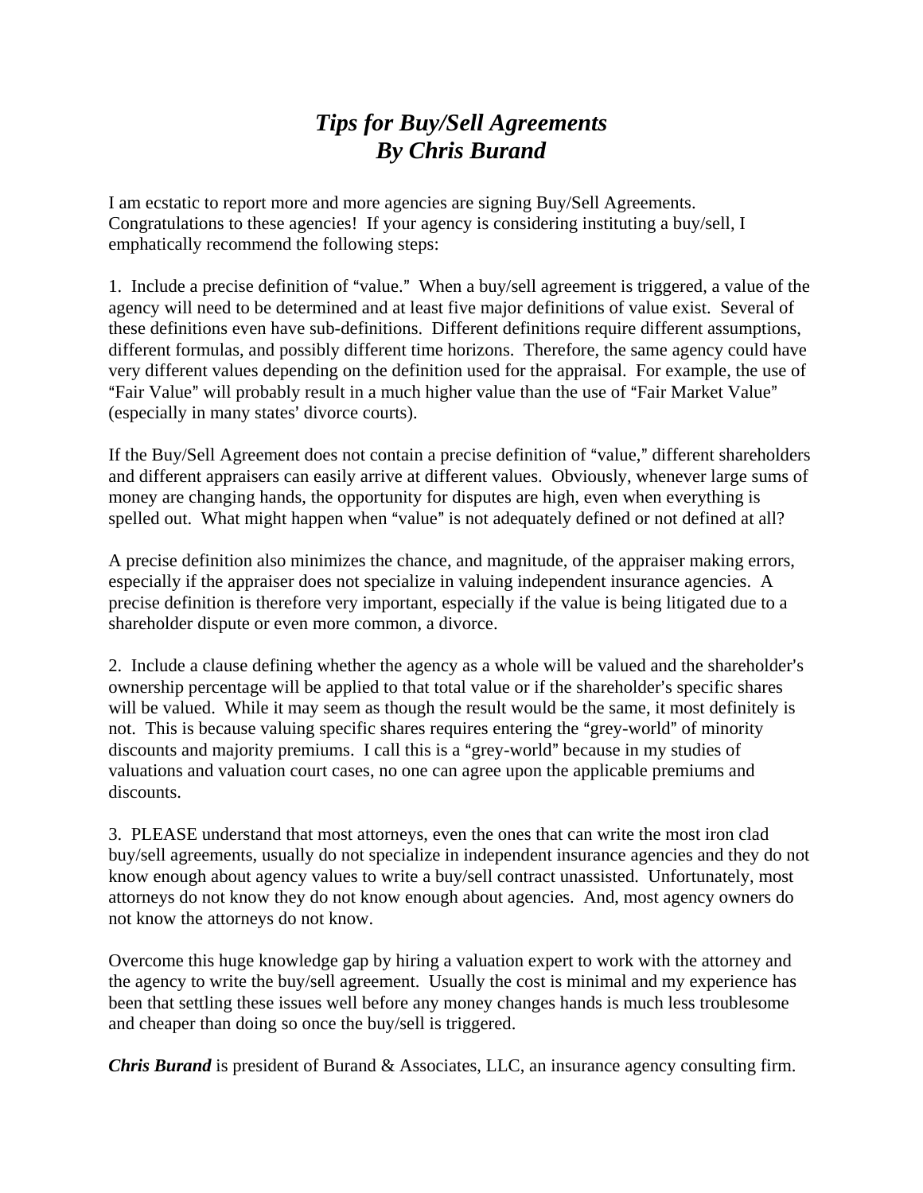# *Tips for Buy/Sell Agreements*
# *By Chris Burand*

I am ecstatic to report more and more agencies are signing Buy/Sell Agreements. Congratulations to these agencies! If your agency is considering instituting a buy/sell, I emphatically recommend the following steps:

1. Include a precise definition of "value." When a buy/sell agreement is triggered, a value of the agency will need to be determined and at least five major definitions of value exist. Several of these definitions even have sub-definitions. Different definitions require different assumptions, different formulas, and possibly different time horizons. Therefore, the same agency could have very different values depending on the definition used for the appraisal. For example, the use of "Fair Value" will probably result in a much higher value than the use of "Fair Market Value" (especially in many states' divorce courts).

If the Buy/Sell Agreement does not contain a precise definition of "value," different shareholders and different appraisers can easily arrive at different values. Obviously, whenever large sums of money are changing hands, the opportunity for disputes are high, even when everything is spelled out. What might happen when "value" is not adequately defined or not defined at all?

A precise definition also minimizes the chance, and magnitude, of the appraiser making errors, especially if the appraiser does not specialize in valuing independent insurance agencies. A precise definition is therefore very important, especially if the value is being litigated due to a shareholder dispute or even more common, a divorce.

2. Include a clause defining whether the agency as a whole will be valued and the shareholder's ownership percentage will be applied to that total value or if the shareholder's specific shares will be valued. While it may seem as though the result would be the same, it most definitely is not. This is because valuing specific shares requires entering the "grey-world" of minority discounts and majority premiums. I call this is a "grey-world" because in my studies of valuations and valuation court cases, no one can agree upon the applicable premiums and discounts.

3. PLEASE understand that most attorneys, even the ones that can write the most iron clad buy/sell agreements, usually do not specialize in independent insurance agencies and they do not know enough about agency values to write a buy/sell contract unassisted. Unfortunately, most attorneys do not know they do not know enough about agencies. And, most agency owners do not know the attorneys do not know.

Overcome this huge knowledge gap by hiring a valuation expert to work with the attorney and the agency to write the buy/sell agreement. Usually the cost is minimal and my experience has been that settling these issues well before any money changes hands is much less troublesome and cheaper than doing so once the buy/sell is triggered.

***Chris Burand*** is president of Burand & Associates, LLC, an insurance agency consulting firm.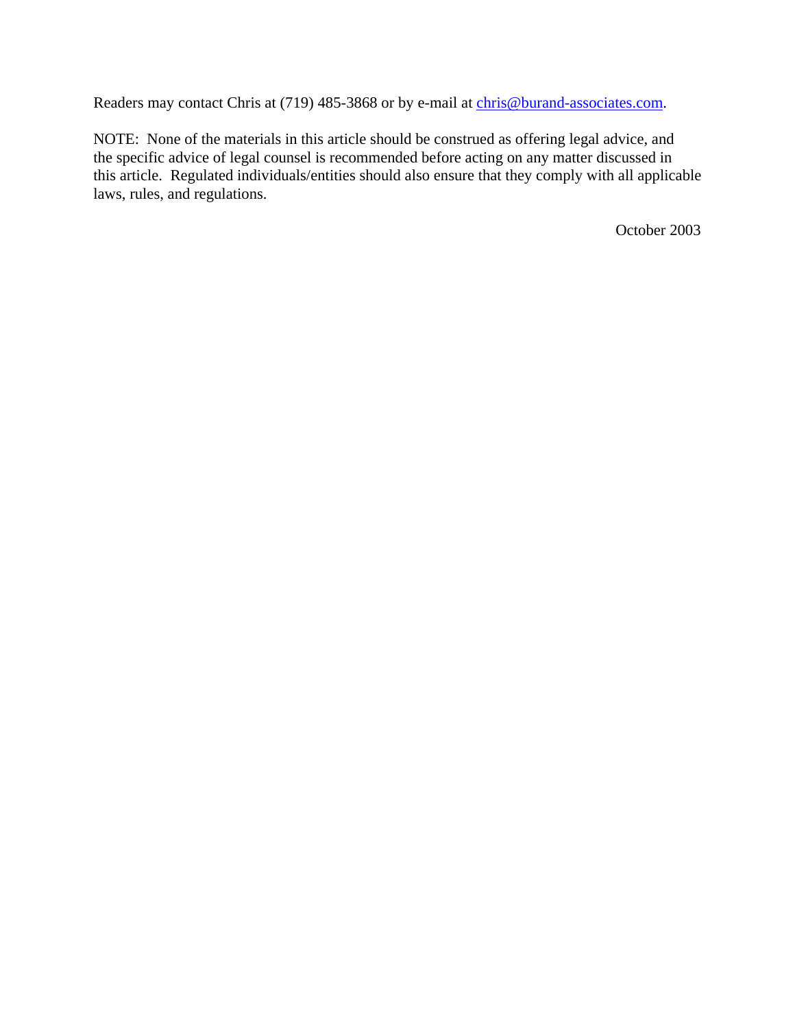Readers may contact Chris at (719) 485-3868 or by e-mail at [chris@burand-associates.com](mailto:chris@burand-associates.com).

NOTE: None of the materials in this article should be construed as offering legal advice, and the specific advice of legal counsel is recommended before acting on any matter discussed in this article. Regulated individuals/entities should also ensure that they comply with all applicable laws, rules, and regulations.

October 2003